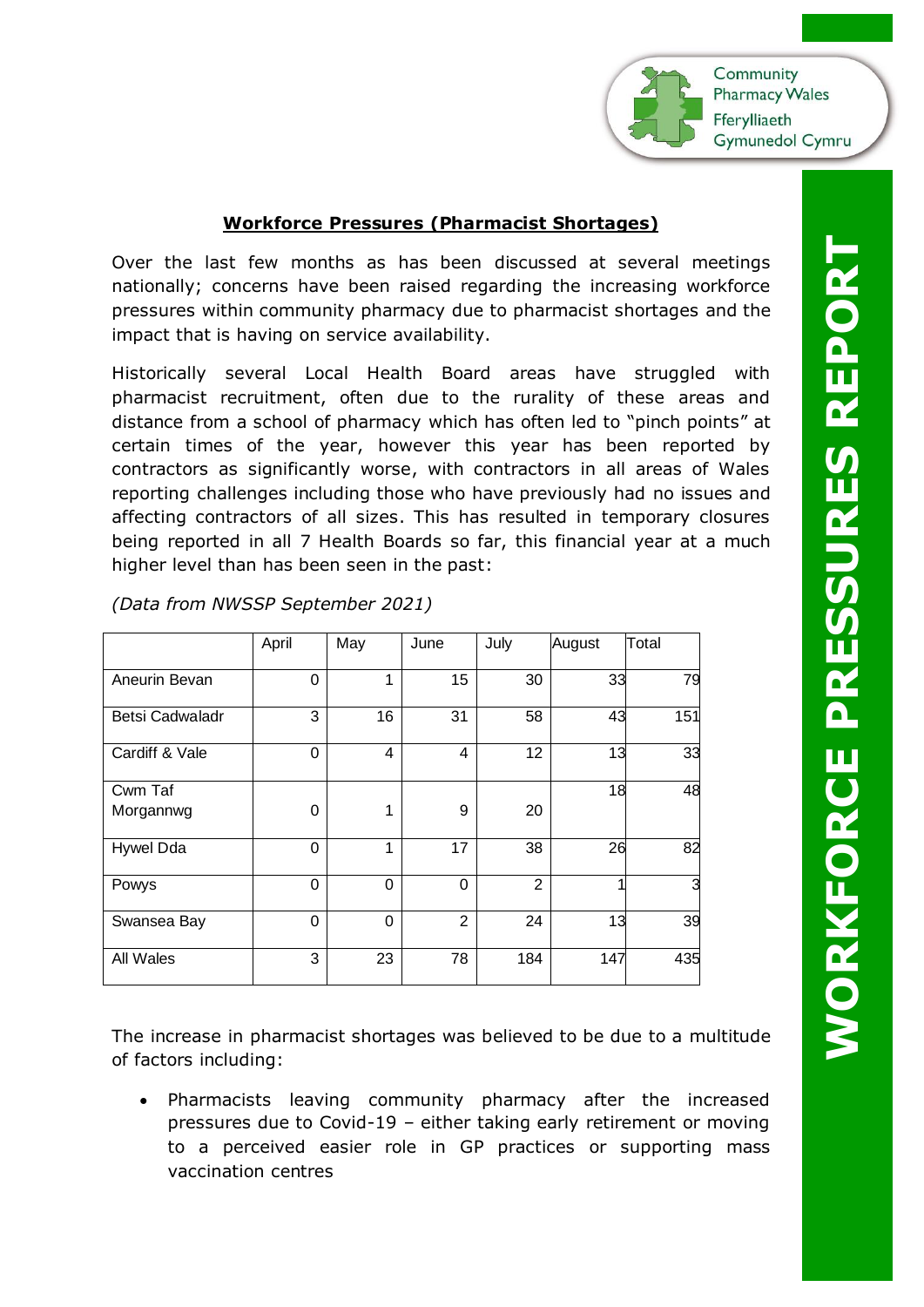## Workforce Pressures (Pharmacist Shortages)

Over the last few months as has been discussed at several meetings nationally; concerns have been raised regarding the increasing workforce pressures within community pharmacy due to pharmacist shortages and the impact that is having on service availability.

Historically several Local Health Board areas have struggled with pharmacist recruitment, often due to the rurality of these areas and distance from a school of pharmacy which has often led to "pinch points" at certain times of the year, however this year has been reported by contractors as significantly worse, with contractors in all areas of Wales reporting challenges including those who have previously had no issues and affecting contractors of all sizes. This has resulted in temporary closures being reported in all 7 Health Boards so far, this financial year at a much higher level than has been seen in the past:

*(Data from NWSSP September 2021)*

| | April | May | June | July | August | Total |
|---|---|---|---|---|---|---|
| Aneurin Bevan | 0 | 1 | 15 | 30 | 33 | 79 |
| Betsi Cadwaladr | 3 | 16 | 31 | 58 | 43 | 151 |
| Cardiff & Vale | 0 | 4 | 4 | 12 | 13 | 33 |
| Cwm Taf Morgannwg | 0 | 1 | 9 | 20 | 18 | 48 |
| Hywel Dda | 0 | 1 | 17 | 38 | 26 | 82 |
| Powys | 0 | 0 | 0 | 2 | 1 | 3 |
| Swansea Bay | 0 | 0 | 2 | 24 | 13 | 39 |
| All Wales | 3 | 23 | 78 | 184 | 147 | 435 |

The increase in pharmacist shortages was believed to be due to a multitude of factors including:

- Pharmacists leaving community pharmacy after the increased pressures due to Covid-19 – either taking early retirement or moving to a perceived easier role in GP practices or supporting mass vaccination centres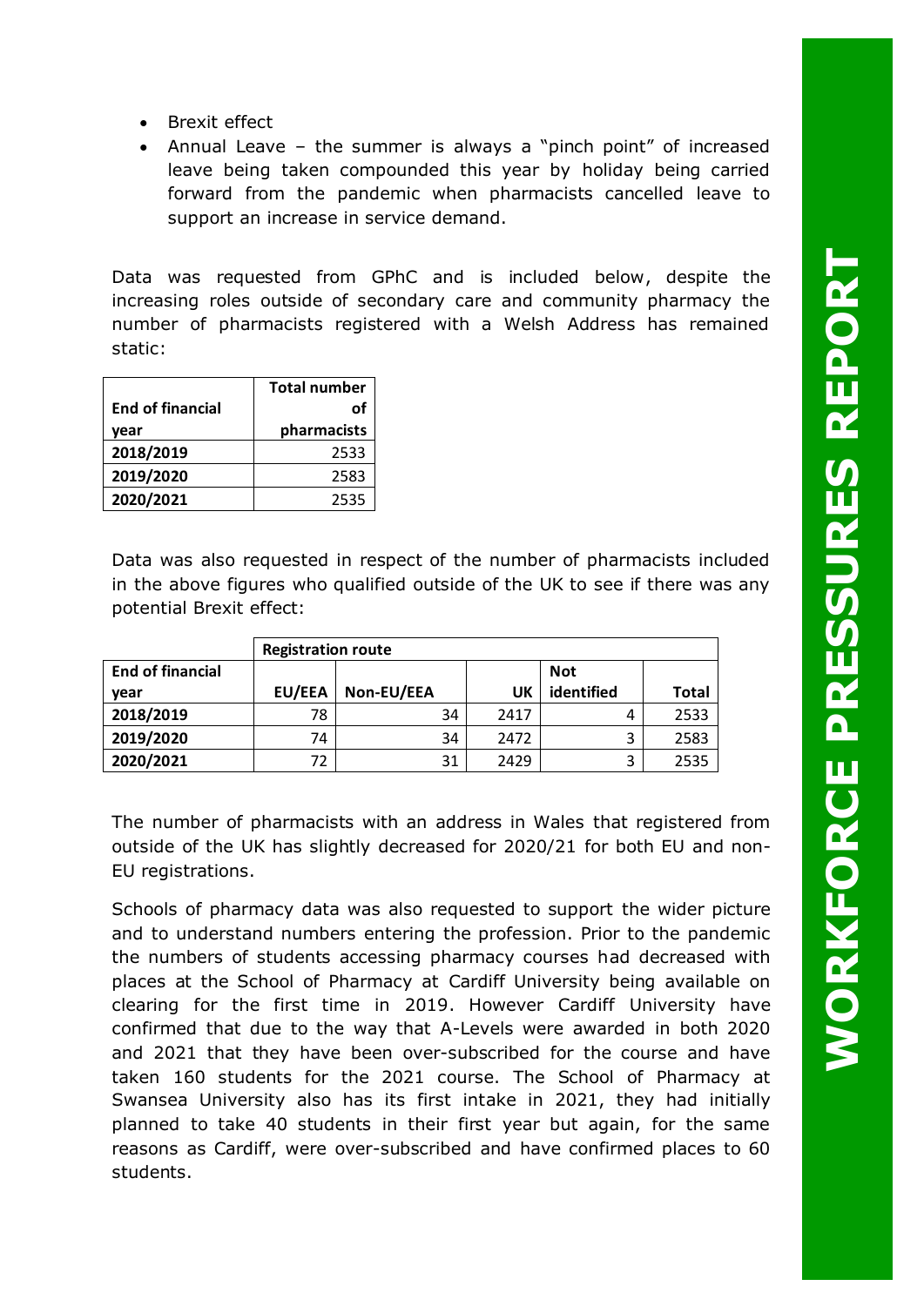- Brexit effect
- Annual Leave – the summer is always a "pinch point" of increased leave being taken compounded this year by holiday being carried forward from the pandemic when pharmacists cancelled leave to support an increase in service demand.

Data was requested from GPhC and is included below, despite the increasing roles outside of secondary care and community pharmacy the number of pharmacists registered with a Welsh Address has remained static:

| End of financial year | Total number of pharmacists |
|---|---|
| 2018/2019 | 2533 |
| 2019/2020 | 2583 |
| 2020/2021 | 2535 |

Data was also requested in respect of the number of pharmacists included in the above figures who qualified outside of the UK to see if there was any potential Brexit effect:

| | Registration route | | | | |
|---|---|---|---|---|---|
| End of financial year | EU/EEA | Non-EU/EEA | UK | Not identified | Total |
| 2018/2019 | 78 | 34 | 2417 | 4 | 2533 |
| 2019/2020 | 74 | 34 | 2472 | 3 | 2583 |
| 2020/2021 | 72 | 31 | 2429 | 3 | 2535 |

The number of pharmacists with an address in Wales that registered from outside of the UK has slightly decreased for 2020/21 for both EU and non-EU registrations.

Schools of pharmacy data was also requested to support the wider picture and to understand numbers entering the profession. Prior to the pandemic the numbers of students accessing pharmacy courses had decreased with places at the School of Pharmacy at Cardiff University being available on clearing for the first time in 2019. However Cardiff University have confirmed that due to the way that A-Levels were awarded in both 2020 and 2021 that they have been over-subscribed for the course and have taken 160 students for the 2021 course. The School of Pharmacy at Swansea University also has its first intake in 2021, they had initially planned to take 40 students in their first year but again, for the same reasons as Cardiff, were over-subscribed and have confirmed places to 60 students.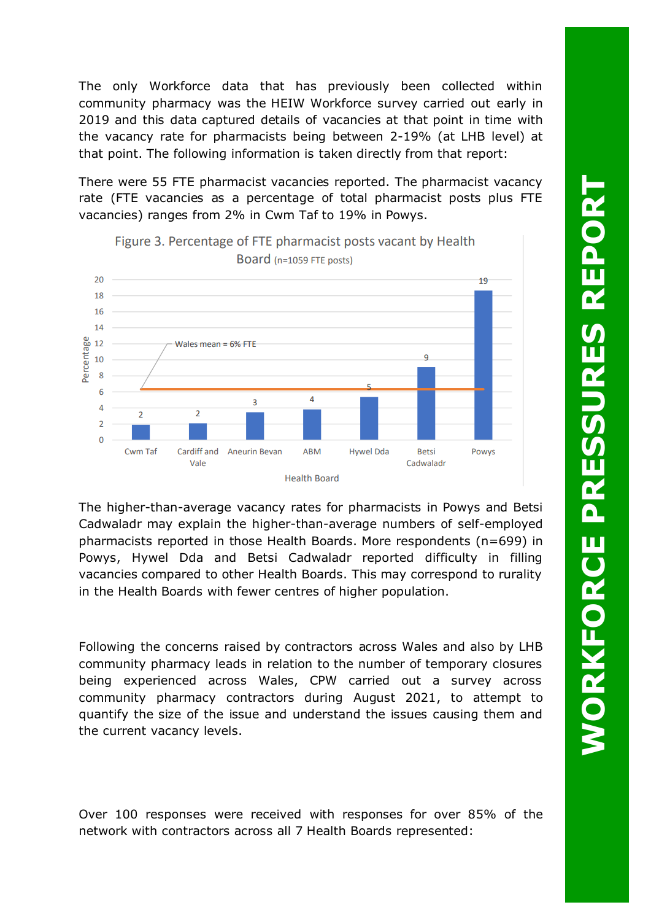The only Workforce data that has previously been collected within community pharmacy was the HEIW Workforce survey carried out early in 2019 and this data captured details of vacancies at that point in time with the vacancy rate for pharmacists being between 2-19% (at LHB level) at that point. The following information is taken directly from that report:

There were 55 FTE pharmacist vacancies reported. The pharmacist vacancy rate (FTE vacancies as a percentage of total pharmacist posts plus FTE vacancies) ranges from 2% in Cwm Taf to 19% in Powys.

Figure 3. Percentage of FTE pharmacist posts vacant by Health Board (n=1059 FTE posts)

| Health Board | Percentage |
|---|---|
| Cwm Taf | 2 |
| Cardiff and Vale | 2 |
| Aneurin Bevan | 3 |
| ABM | 4 |
| Hywel Dda | 5 |
| Betsi Cadwaladr | 9 |
| Powys | 19 |

Wales mean = 6% FTE

The higher-than-average vacancy rates for pharmacists in Powys and Betsi Cadwaladr may explain the higher-than-average numbers of self-employed pharmacists reported in those Health Boards. More respondents (n=699) in Powys, Hywel Dda and Betsi Cadwaladr reported difficulty in filling vacancies compared to other Health Boards. This may correspond to rurality in the Health Boards with fewer centres of higher population.

Following the concerns raised by contractors across Wales and also by LHB community pharmacy leads in relation to the number of temporary closures being experienced across Wales, CPW carried out a survey across community pharmacy contractors during August 2021, to attempt to quantify the size of the issue and understand the issues causing them and the current vacancy levels.

Over 100 responses were received with responses for over 85% of the network with contractors across all 7 Health Boards represented: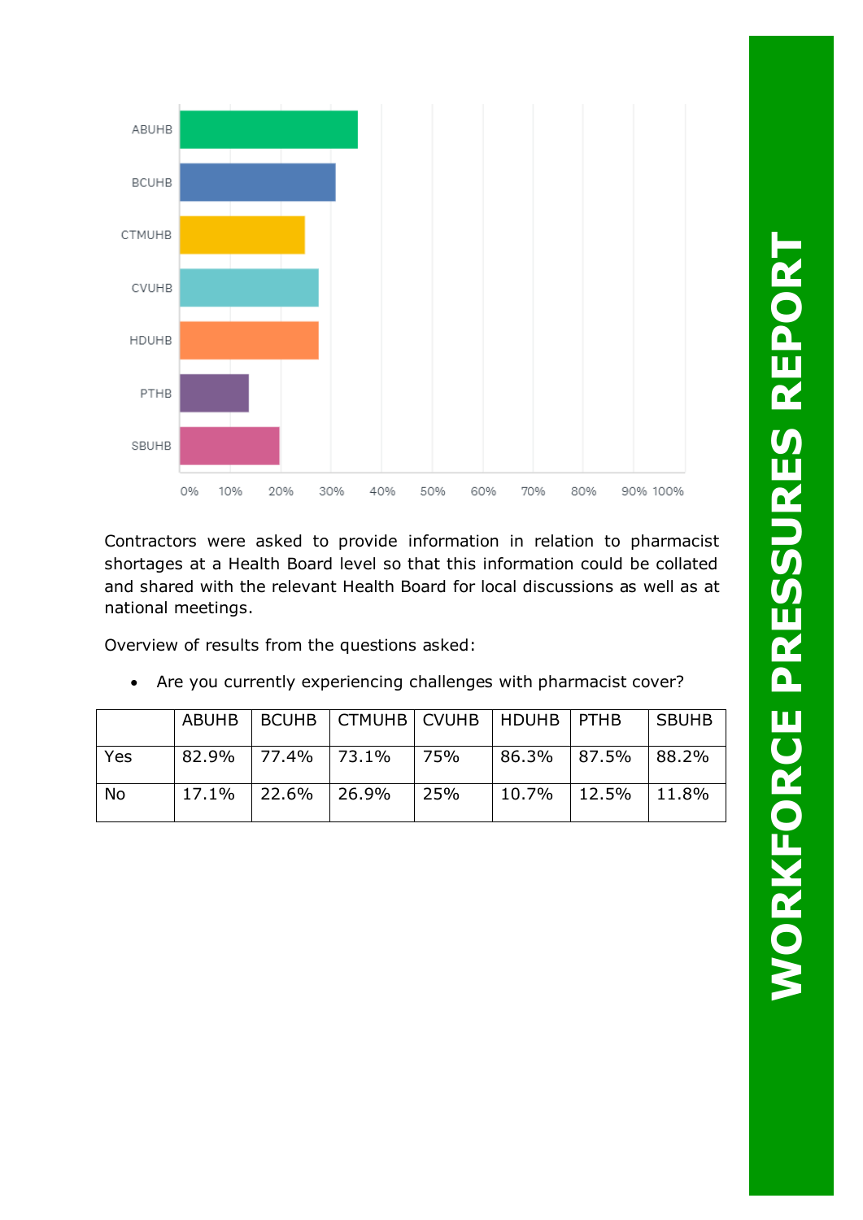Contractors were asked to provide information in relation to pharmacist shortages at a Health Board level so that this information could be collated and shared with the relevant Health Board for local discussions as well as at national meetings.

Overview of results from the questions asked:

- Are you currently experiencing challenges with pharmacist cover?

| | ABUHB | BCUHB | CTMUHB | CVUHB | HDUHB | PTHB | SBUHB |
|---|---|---|---|---|---|---|---|
| Yes | 82.9% | 77.4% | 73.1% | 75% | 86.3% | 87.5% | 88.2% |
| No | 17.1% | 22.6% | 26.9% | 25% | 10.7% | 12.5% | 11.8% |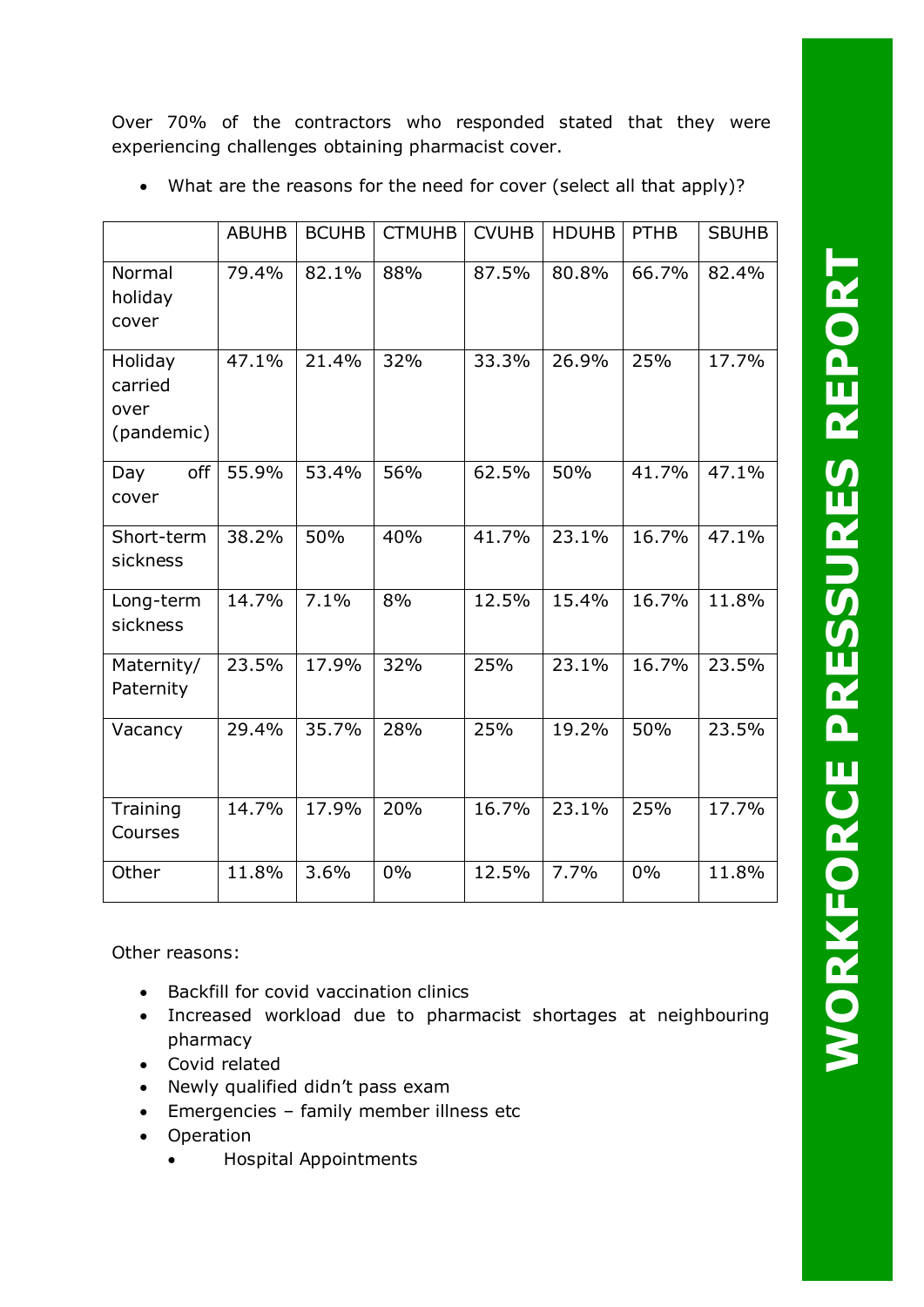Over 70% of the contractors who responded stated that they were experiencing challenges obtaining pharmacist cover.

- What are the reasons for the need for cover (select all that apply)?

| | ABUHB | BCUHB | CTMUHB | CVUHB | HDUHB | PTHB | SBUHB |
|---|---|---|---|---|---|---|---|
| Normal holiday cover | 79.4% | 82.1% | 88% | 87.5% | 80.8% | 66.7% | 82.4% |
| Holiday carried over (pandemic) | 47.1% | 21.4% | 32% | 33.3% | 26.9% | 25% | 17.7% |
| Day off cover | 55.9% | 53.4% | 56% | 62.5% | 50% | 41.7% | 47.1% |
| Short-term sickness | 38.2% | 50% | 40% | 41.7% | 23.1% | 16.7% | 47.1% |
| Long-term sickness | 14.7% | 7.1% | 8% | 12.5% | 15.4% | 16.7% | 11.8% |
| Maternity/ Paternity | 23.5% | 17.9% | 32% | 25% | 23.1% | 16.7% | 23.5% |
| Vacancy | 29.4% | 35.7% | 28% | 25% | 19.2% | 50% | 23.5% |
| Training Courses | 14.7% | 17.9% | 20% | 16.7% | 23.1% | 25% | 17.7% |
| Other | 11.8% | 3.6% | 0% | 12.5% | 7.7% | 0% | 11.8% |

Other reasons:

- Backfill for covid vaccination clinics
- Increased workload due to pharmacist shortages at neighbouring pharmacy
- Covid related
- Newly qualified didn't pass exam
- Emergencies – family member illness etc
- Operation
  - Hospital Appointments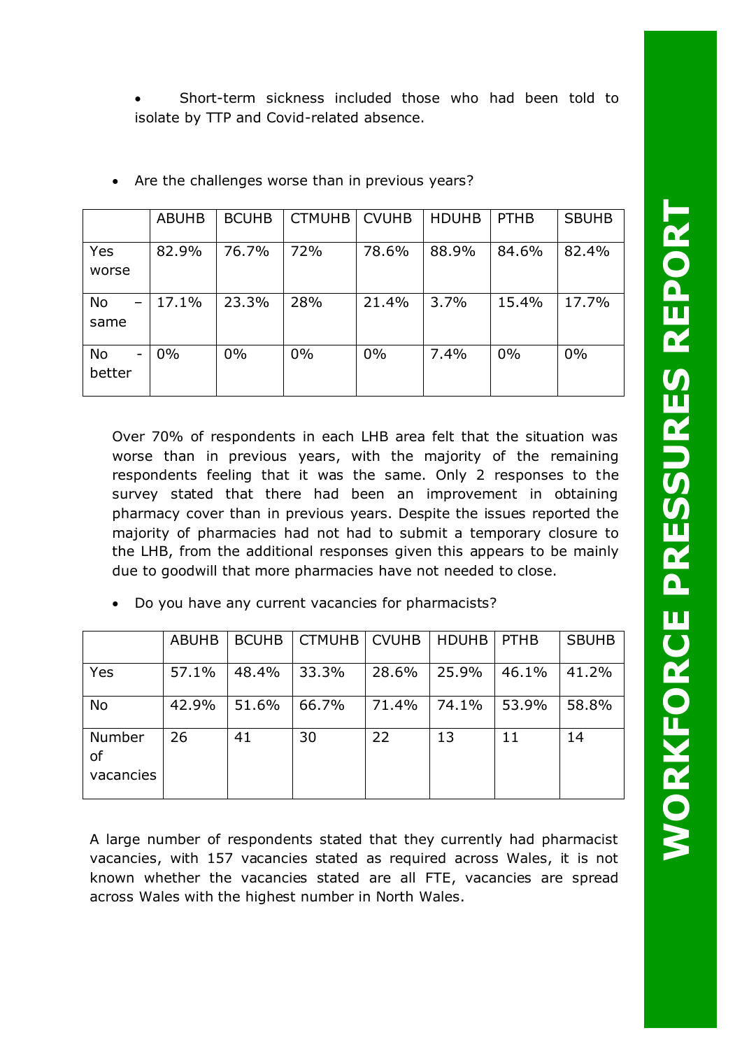- Short-term sickness included those who had been told to isolate by TTP and Covid-related absence.

- Are the challenges worse than in previous years?

| | ABUHB | BCUHB | CTMUHB | CVUHB | HDUHB | PTHB | SBUHB |
|---|---|---|---|---|---|---|---|
| Yes worse | 82.9% | 76.7% | 72% | 78.6% | 88.9% | 84.6% | 82.4% |
| No – same | 17.1% | 23.3% | 28% | 21.4% | 3.7% | 15.4% | 17.7% |
| No - better | 0% | 0% | 0% | 0% | 7.4% | 0% | 0% |

Over 70% of respondents in each LHB area felt that the situation was worse than in previous years, with the majority of the remaining respondents feeling that it was the same. Only 2 responses to the survey stated that there had been an improvement in obtaining pharmacy cover than in previous years. Despite the issues reported the majority of pharmacies had not had to submit a temporary closure to the LHB, from the additional responses given this appears to be mainly due to goodwill that more pharmacies have not needed to close.

- Do you have any current vacancies for pharmacists?

| | ABUHB | BCUHB | CTMUHB | CVUHB | HDUHB | PTHB | SBUHB |
|---|---|---|---|---|---|---|---|
| Yes | 57.1% | 48.4% | 33.3% | 28.6% | 25.9% | 46.1% | 41.2% |
| No | 42.9% | 51.6% | 66.7% | 71.4% | 74.1% | 53.9% | 58.8% |
| Number of vacancies | 26 | 41 | 30 | 22 | 13 | 11 | 14 |

A large number of respondents stated that they currently had pharmacist vacancies, with 157 vacancies stated as required across Wales, it is not known whether the vacancies stated are all FTE, vacancies are spread across Wales with the highest number in North Wales.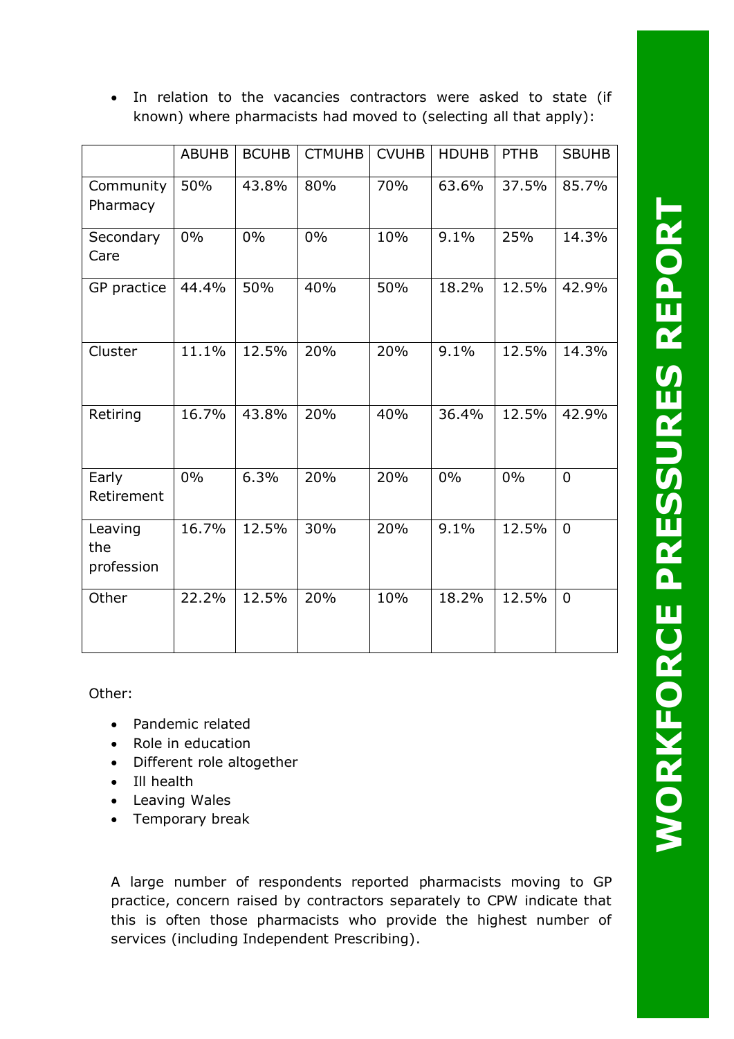- In relation to the vacancies contractors were asked to state (if known) where pharmacists had moved to (selecting all that apply):

| | ABUHB | BCUHB | CTMUHB | CVUHB | HDUHB | PTHB | SBUHB |
|---|---|---|---|---|---|---|---|
| Community Pharmacy | 50% | 43.8% | 80% | 70% | 63.6% | 37.5% | 85.7% |
| Secondary Care | 0% | 0% | 0% | 10% | 9.1% | 25% | 14.3% |
| GP practice | 44.4% | 50% | 40% | 50% | 18.2% | 12.5% | 42.9% |
| Cluster | 11.1% | 12.5% | 20% | 20% | 9.1% | 12.5% | 14.3% |
| Retiring | 16.7% | 43.8% | 20% | 40% | 36.4% | 12.5% | 42.9% |
| Early Retirement | 0% | 6.3% | 20% | 20% | 0% | 0% | 0 |
| Leaving the profession | 16.7% | 12.5% | 30% | 20% | 9.1% | 12.5% | 0 |
| Other | 22.2% | 12.5% | 20% | 10% | 18.2% | 12.5% | 0 |

Other:

- Pandemic related
- Role in education
- Different role altogether
- Ill health
- Leaving Wales
- Temporary break

A large number of respondents reported pharmacists moving to GP practice, concern raised by contractors separately to CPW indicate that this is often those pharmacists who provide the highest number of services (including Independent Prescribing).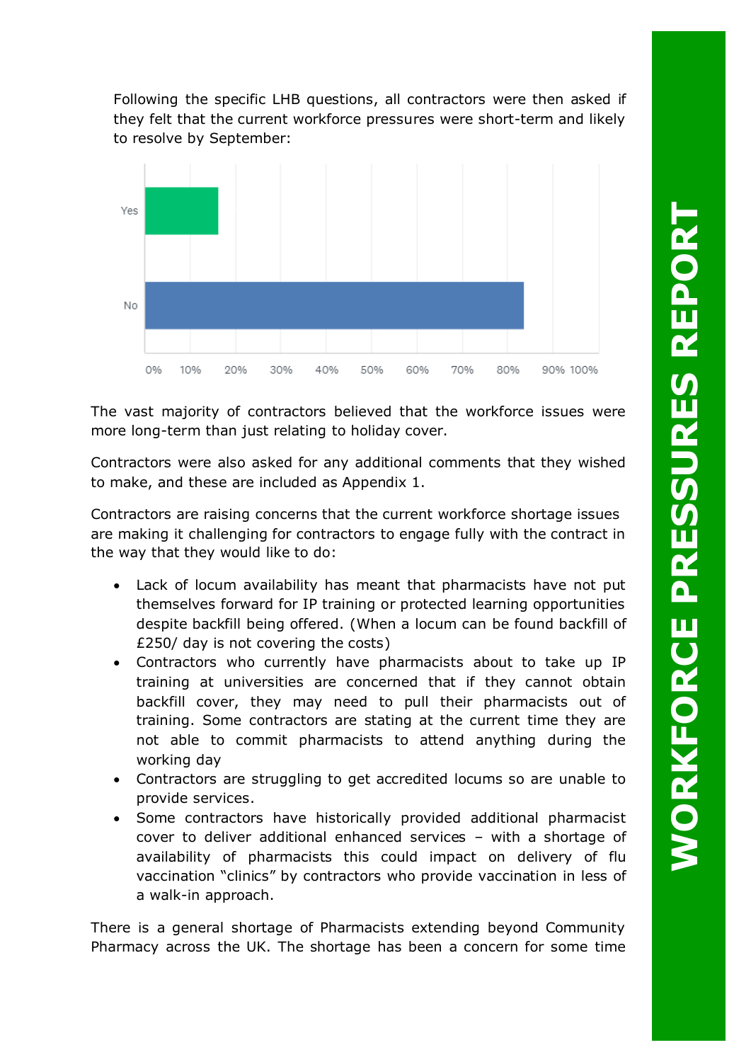Following the specific LHB questions, all contractors were then asked if they felt that the current workforce pressures were short-term and likely to resolve by September:

The vast majority of contractors believed that the workforce issues were more long-term than just relating to holiday cover.

Contractors were also asked for any additional comments that they wished to make, and these are included as Appendix 1.

Contractors are raising concerns that the current workforce shortage issues are making it challenging for contractors to engage fully with the contract in the way that they would like to do:

- Lack of locum availability has meant that pharmacists have not put themselves forward for IP training or protected learning opportunities despite backfill being offered. (When a locum can be found backfill of £250/ day is not covering the costs)
- Contractors who currently have pharmacists about to take up IP training at universities are concerned that if they cannot obtain backfill cover, they may need to pull their pharmacists out of training. Some contractors are stating at the current time they are not able to commit pharmacists to attend anything during the working day
- Contractors are struggling to get accredited locums so are unable to provide services.
- Some contractors have historically provided additional pharmacist cover to deliver additional enhanced services – with a shortage of availability of pharmacists this could impact on delivery of flu vaccination "clinics" by contractors who provide vaccination in less of a walk-in approach.

There is a general shortage of Pharmacists extending beyond Community Pharmacy across the UK. The shortage has been a concern for some time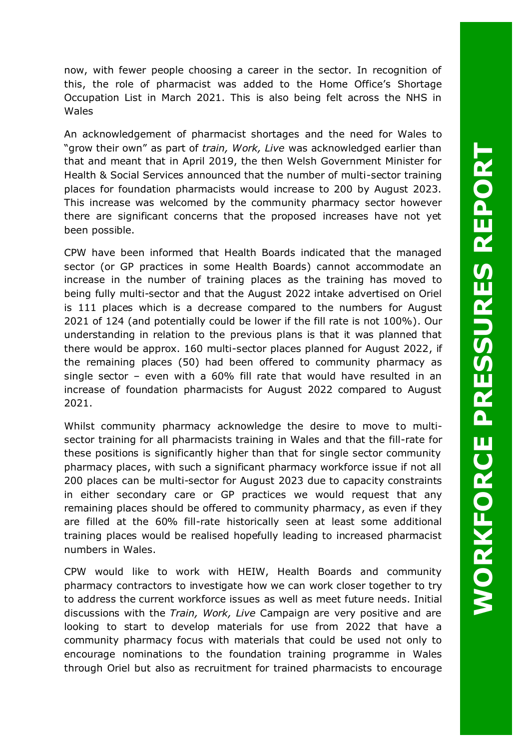now, with fewer people choosing a career in the sector. In recognition of this, the role of pharmacist was added to the Home Office's Shortage Occupation List in March 2021. This is also being felt across the NHS in Wales

An acknowledgement of pharmacist shortages and the need for Wales to "grow their own" as part of *train, Work, Live* was acknowledged earlier than that and meant that in April 2019, the then Welsh Government Minister for Health & Social Services announced that the number of multi-sector training places for foundation pharmacists would increase to 200 by August 2023. This increase was welcomed by the community pharmacy sector however there are significant concerns that the proposed increases have not yet been possible.

CPW have been informed that Health Boards indicated that the managed sector (or GP practices in some Health Boards) cannot accommodate an increase in the number of training places as the training has moved to being fully multi-sector and that the August 2022 intake advertised on Oriel is 111 places which is a decrease compared to the numbers for August 2021 of 124 (and potentially could be lower if the fill rate is not 100%). Our understanding in relation to the previous plans is that it was planned that there would be approx. 160 multi-sector places planned for August 2022, if the remaining places (50) had been offered to community pharmacy as single sector – even with a 60% fill rate that would have resulted in an increase of foundation pharmacists for August 2022 compared to August 2021.

Whilst community pharmacy acknowledge the desire to move to multi-sector training for all pharmacists training in Wales and that the fill-rate for these positions is significantly higher than that for single sector community pharmacy places, with such a significant pharmacy workforce issue if not all 200 places can be multi-sector for August 2023 due to capacity constraints in either secondary care or GP practices we would request that any remaining places should be offered to community pharmacy, as even if they are filled at the 60% fill-rate historically seen at least some additional training places would be realised hopefully leading to increased pharmacist numbers in Wales.

CPW would like to work with HEIW, Health Boards and community pharmacy contractors to investigate how we can work closer together to try to address the current workforce issues as well as meet future needs. Initial discussions with the *Train, Work, Live* Campaign are very positive and are looking to start to develop materials for use from 2022 that have a community pharmacy focus with materials that could be used not only to encourage nominations to the foundation training programme in Wales through Oriel but also as recruitment for trained pharmacists to encourage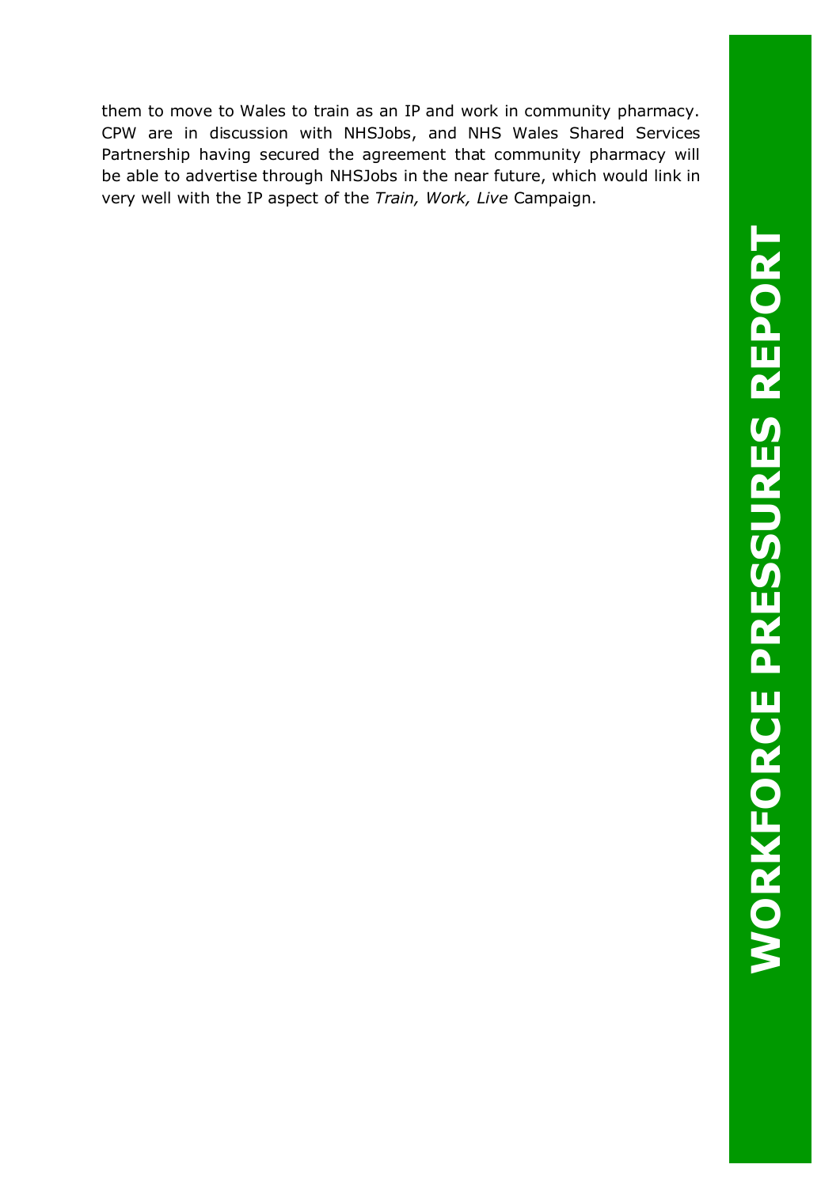them to move to Wales to train as an IP and work in community pharmacy. CPW are in discussion with NHSJobs, and NHS Wales Shared Services Partnership having secured the agreement that community pharmacy will be able to advertise through NHSJobs in the near future, which would link in very well with the IP aspect of the *Train, Work, Live* Campaign.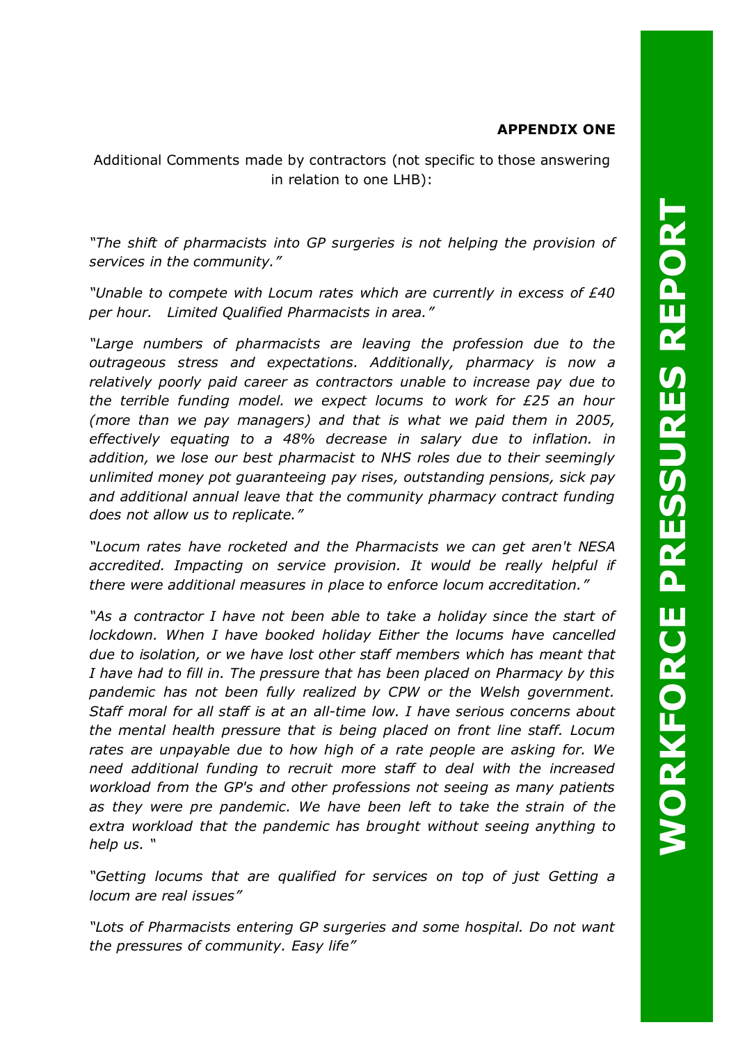**APPENDIX ONE**

Additional Comments made by contractors (not specific to those answering in relation to one LHB):

*"The shift of pharmacists into GP surgeries is not helping the provision of services in the community."*

*"Unable to compete with Locum rates which are currently in excess of £40 per hour. Limited Qualified Pharmacists in area."*

*"Large numbers of pharmacists are leaving the profession due to the outrageous stress and expectations. Additionally, pharmacy is now a relatively poorly paid career as contractors unable to increase pay due to the terrible funding model. we expect locums to work for £25 an hour (more than we pay managers) and that is what we paid them in 2005, effectively equating to a 48% decrease in salary due to inflation. in addition, we lose our best pharmacist to NHS roles due to their seemingly unlimited money pot guaranteeing pay rises, outstanding pensions, sick pay and additional annual leave that the community pharmacy contract funding does not allow us to replicate."*

*"Locum rates have rocketed and the Pharmacists we can get aren't NESA accredited. Impacting on service provision. It would be really helpful if there were additional measures in place to enforce locum accreditation."*

*"As a contractor I have not been able to take a holiday since the start of lockdown. When I have booked holiday Either the locums have cancelled due to isolation, or we have lost other staff members which has meant that I have had to fill in. The pressure that has been placed on Pharmacy by this pandemic has not been fully realized by CPW or the Welsh government. Staff moral for all staff is at an all-time low. I have serious concerns about the mental health pressure that is being placed on front line staff. Locum rates are unpayable due to how high of a rate people are asking for. We need additional funding to recruit more staff to deal with the increased workload from the GP's and other professions not seeing as many patients as they were pre pandemic. We have been left to take the strain of the extra workload that the pandemic has brought without seeing anything to help us. "*

*"Getting locums that are qualified for services on top of just Getting a locum are real issues"*

*"Lots of Pharmacists entering GP surgeries and some hospital. Do not want the pressures of community. Easy life"*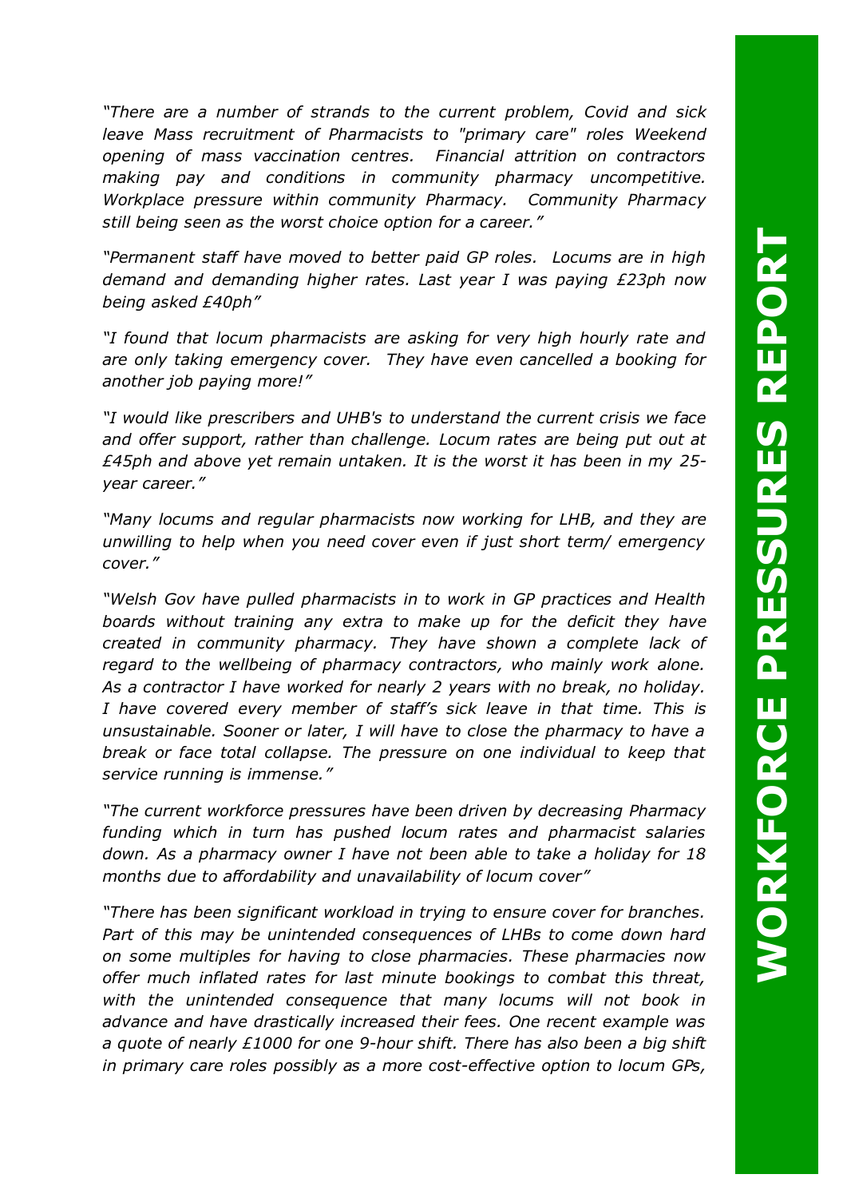*"There are a number of strands to the current problem, Covid and sick leave Mass recruitment of Pharmacists to "primary care" roles Weekend opening of mass vaccination centres. Financial attrition on contractors making pay and conditions in community pharmacy uncompetitive. Workplace pressure within community Pharmacy. Community Pharmacy still being seen as the worst choice option for a career."*

*"Permanent staff have moved to better paid GP roles. Locums are in high demand and demanding higher rates. Last year I was paying £23ph now being asked £40ph"*

*"I found that locum pharmacists are asking for very high hourly rate and are only taking emergency cover. They have even cancelled a booking for another job paying more!"*

*"I would like prescribers and UHB's to understand the current crisis we face and offer support, rather than challenge. Locum rates are being put out at £45ph and above yet remain untaken. It is the worst it has been in my 25-year career."*

*"Many locums and regular pharmacists now working for LHB, and they are unwilling to help when you need cover even if just short term/ emergency cover."*

*"Welsh Gov have pulled pharmacists in to work in GP practices and Health boards without training any extra to make up for the deficit they have created in community pharmacy. They have shown a complete lack of regard to the wellbeing of pharmacy contractors, who mainly work alone. As a contractor I have worked for nearly 2 years with no break, no holiday. I have covered every member of staff's sick leave in that time. This is unsustainable. Sooner or later, I will have to close the pharmacy to have a break or face total collapse. The pressure on one individual to keep that service running is immense."*

*"The current workforce pressures have been driven by decreasing Pharmacy funding which in turn has pushed locum rates and pharmacist salaries down. As a pharmacy owner I have not been able to take a holiday for 18 months due to affordability and unavailability of locum cover"*

*"There has been significant workload in trying to ensure cover for branches. Part of this may be unintended consequences of LHBs to come down hard on some multiples for having to close pharmacies. These pharmacies now offer much inflated rates for last minute bookings to combat this threat, with the unintended consequence that many locums will not book in advance and have drastically increased their fees. One recent example was a quote of nearly £1000 for one 9-hour shift. There has also been a big shift in primary care roles possibly as a more cost-effective option to locum GPs,*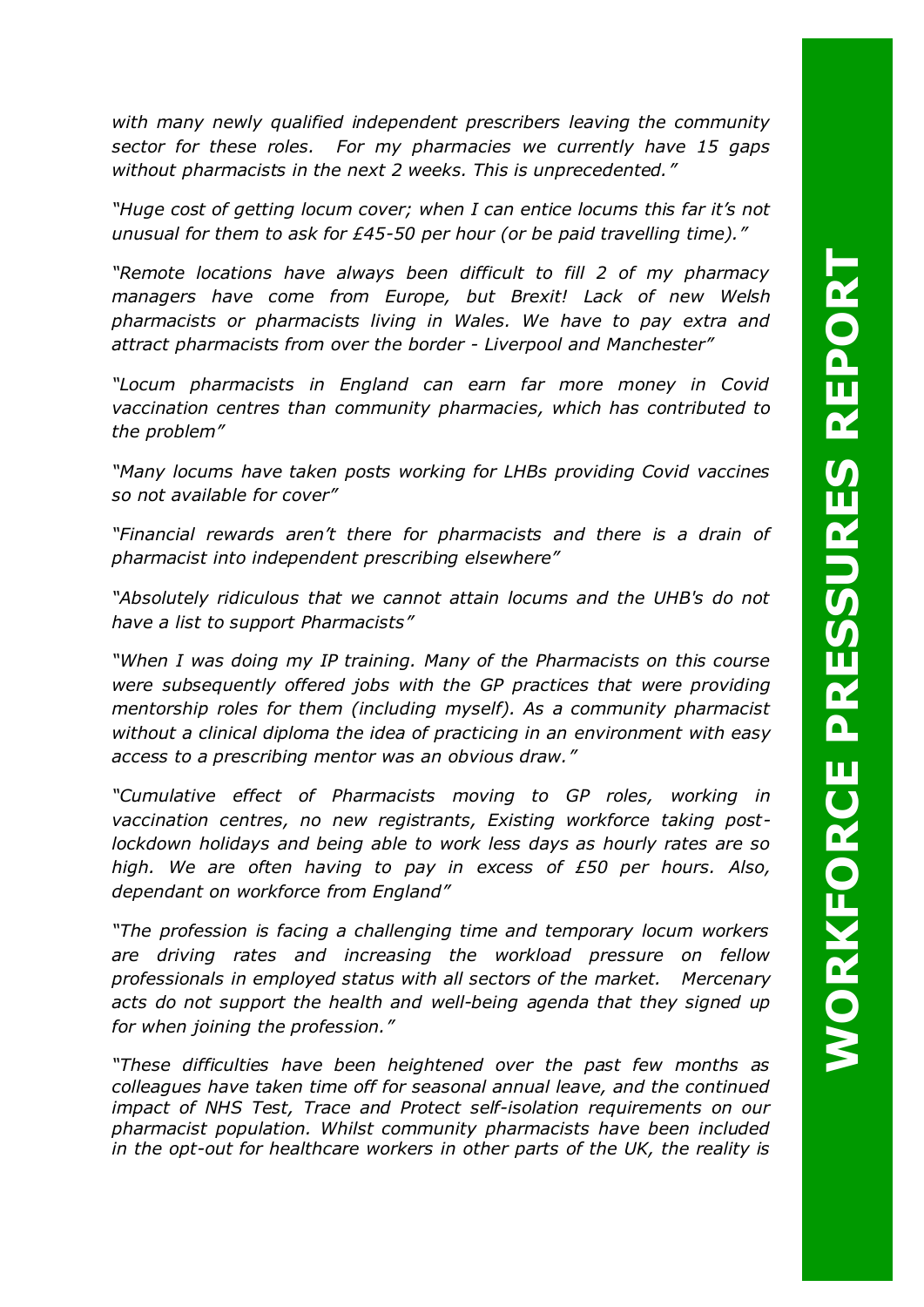*with many newly qualified independent prescribers leaving the community sector for these roles. For my pharmacies we currently have 15 gaps without pharmacists in the next 2 weeks. This is unprecedented."*

*"Huge cost of getting locum cover; when I can entice locums this far it's not unusual for them to ask for £45-50 per hour (or be paid travelling time)."*

*"Remote locations have always been difficult to fill 2 of my pharmacy managers have come from Europe, but Brexit! Lack of new Welsh pharmacists or pharmacists living in Wales. We have to pay extra and attract pharmacists from over the border - Liverpool and Manchester"*

*"Locum pharmacists in England can earn far more money in Covid vaccination centres than community pharmacies, which has contributed to the problem"*

*"Many locums have taken posts working for LHBs providing Covid vaccines so not available for cover"*

*"Financial rewards aren't there for pharmacists and there is a drain of pharmacist into independent prescribing elsewhere"*

*"Absolutely ridiculous that we cannot attain locums and the UHB's do not have a list to support Pharmacists"*

*"When I was doing my IP training. Many of the Pharmacists on this course were subsequently offered jobs with the GP practices that were providing mentorship roles for them (including myself). As a community pharmacist without a clinical diploma the idea of practicing in an environment with easy access to a prescribing mentor was an obvious draw."*

*"Cumulative effect of Pharmacists moving to GP roles, working in vaccination centres, no new registrants, Existing workforce taking post-lockdown holidays and being able to work less days as hourly rates are so high. We are often having to pay in excess of £50 per hours. Also, dependant on workforce from England"*

*"The profession is facing a challenging time and temporary locum workers are driving rates and increasing the workload pressure on fellow professionals in employed status with all sectors of the market. Mercenary acts do not support the health and well-being agenda that they signed up for when joining the profession."*

*"These difficulties have been heightened over the past few months as colleagues have taken time off for seasonal annual leave, and the continued impact of NHS Test, Trace and Protect self-isolation requirements on our pharmacist population. Whilst community pharmacists have been included in the opt-out for healthcare workers in other parts of the UK, the reality is*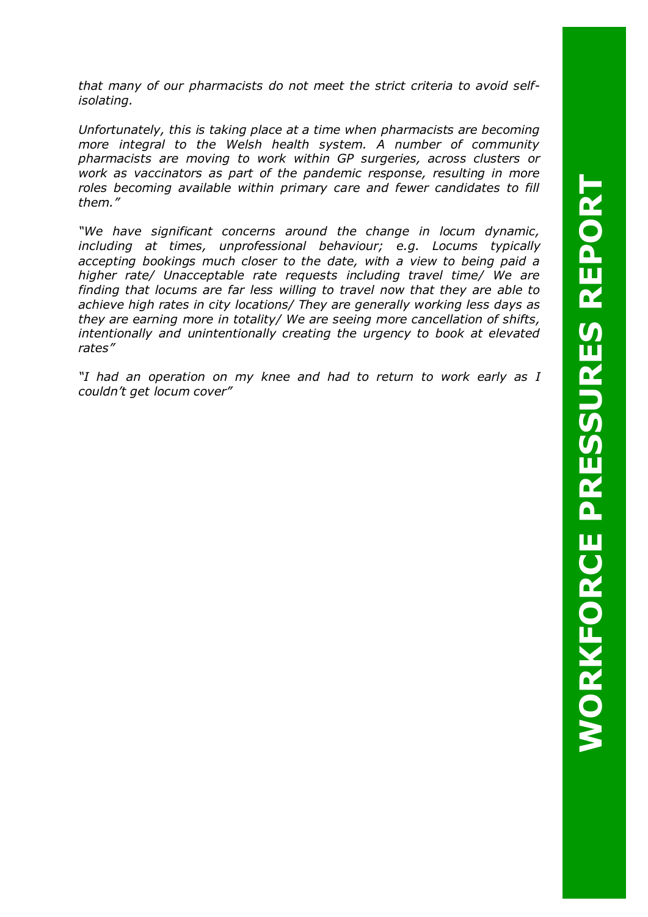*that many of our pharmacists do not meet the strict criteria to avoid self-isolating.*

*Unfortunately, this is taking place at a time when pharmacists are becoming more integral to the Welsh health system. A number of community pharmacists are moving to work within GP surgeries, across clusters or work as vaccinators as part of the pandemic response, resulting in more roles becoming available within primary care and fewer candidates to fill them."*

*"We have significant concerns around the change in locum dynamic, including at times, unprofessional behaviour; e.g. Locums typically accepting bookings much closer to the date, with a view to being paid a higher rate/ Unacceptable rate requests including travel time/ We are finding that locums are far less willing to travel now that they are able to achieve high rates in city locations/ They are generally working less days as they are earning more in totality/ We are seeing more cancellation of shifts, intentionally and unintentionally creating the urgency to book at elevated rates"*

*"I had an operation on my knee and had to return to work early as I couldn't get locum cover"*